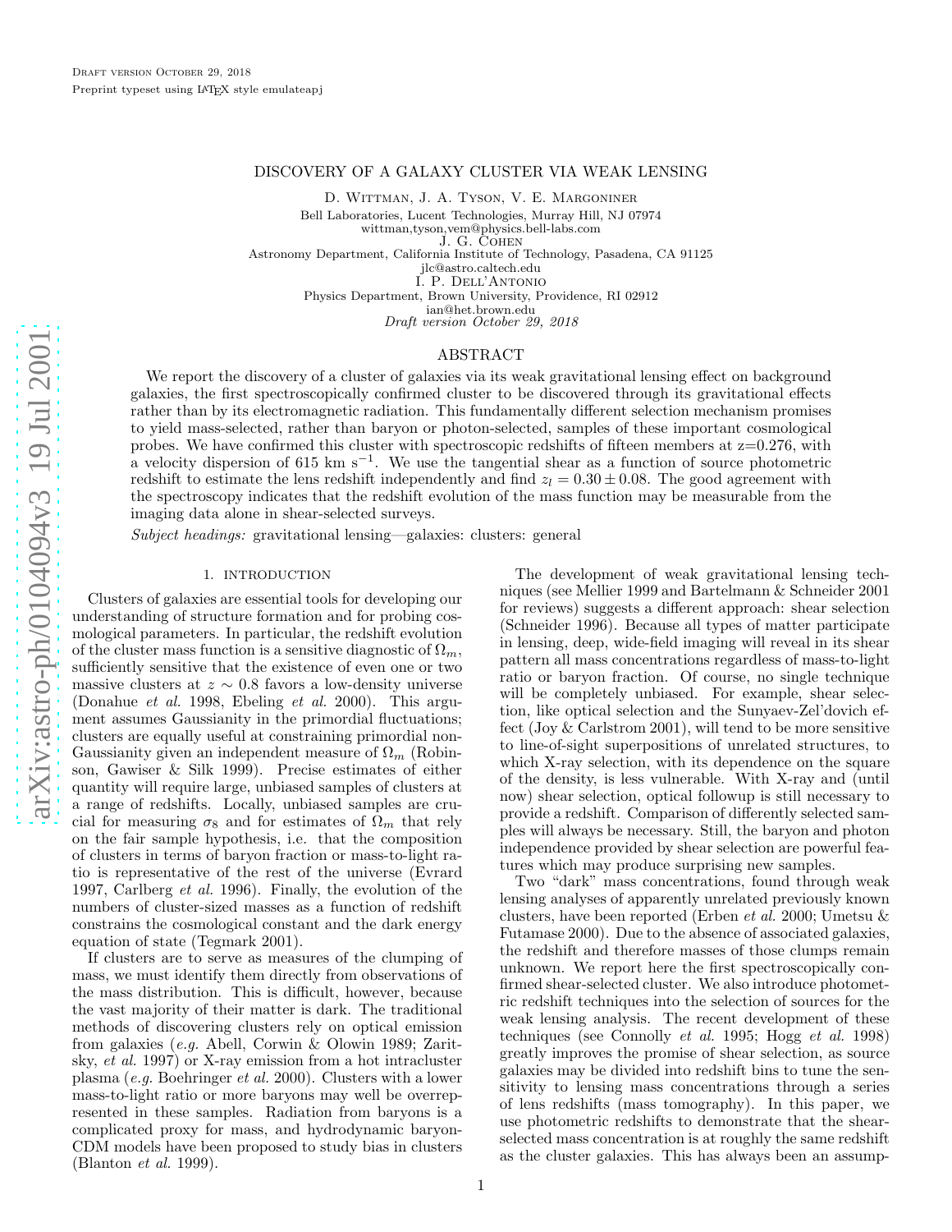# DISCOVERY OF A GALAXY CLUSTER VIA WEAK LENSING

D. Wittman, J. A. Tyson, V. E. Margoniner

Bell Laboratories, Lucent Technologies, Murray Hill, NJ 07974
wittman,tyson,vem@physics.bell-labs.com

J. G. Cohen

Astronomy Department, California Institute of Technology, Pasadena, CA 91125
jlc@astro.caltech.edu

I. P. Dell'Antonio

Physics Department, Brown University, Providence, RI 02912
ian@het.brown.edu

*Draft version October 29, 2018*

## ABSTRACT

We report the discovery of a cluster of galaxies via its weak gravitational lensing effect on background galaxies, the first spectroscopically confirmed cluster to be discovered through its gravitational effects rather than by its electromagnetic radiation. This fundamentally different selection mechanism promises to yield mass-selected, rather than baryon or photon-selected, samples of these important cosmological probes. We have confirmed this cluster with spectroscopic redshifts of fifteen members at z=0.276, with a velocity dispersion of 615 km $s^{-1}$. We use the tangential shear as a function of source photometric redshift to estimate the lens redshift independently and find $z_l = 0.30 \pm 0.08$. The good agreement with the spectroscopy indicates that the redshift evolution of the mass function may be measurable from the imaging data alone in shear-selected surveys.

*Subject headings:* gravitational lensing—galaxies: clusters: general

## 1. INTRODUCTION

Clusters of galaxies are essential tools for developing our understanding of structure formation and for probing cosmological parameters. In particular, the redshift evolution of the cluster mass function is a sensitive diagnostic of $\Omega_m$, sufficiently sensitive that the existence of even one or two massive clusters at $z \sim 0.8$ favors a low-density universe (Donahue *et al.* 1998, Ebeling *et al.* 2000). This argument assumes Gaussianity in the primordial fluctuations; clusters are equally useful at constraining primordial non-Gaussianity given an independent measure of $\Omega_m$ (Robinson, Gawiser & Silk 1999). Precise estimates of either quantity will require large, unbiased samples of clusters at a range of redshifts. Locally, unbiased samples are crucial for measuring $\sigma_8$ and for estimates of $\Omega_m$ that rely on the fair sample hypothesis, i.e. that the composition of clusters in terms of baryon fraction or mass-to-light ratio is representative of the rest of the universe (Evrard 1997, Carlberg *et al.* 1996). Finally, the evolution of the numbers of cluster-sized masses as a function of redshift constrains the cosmological constant and the dark energy equation of state (Tegmark 2001).

If clusters are to serve as measures of the clumping of mass, we must identify them directly from observations of the mass distribution. This is difficult, however, because the vast majority of their matter is dark. The traditional methods of discovering clusters rely on optical emission from galaxies (*e.g.* Abell, Corwin & Olowin 1989; Zaritsky, *et al.* 1997) or X-ray emission from a hot intracluster plasma (*e.g.* Boehringer *et al.* 2000). Clusters with a lower mass-to-light ratio or more baryons may well be overrepresented in these samples. Radiation from baryons is a complicated proxy for mass, and hydrodynamic baryon-CDM models have been proposed to study bias in clusters (Blanton *et al.* 1999).

The development of weak gravitational lensing techniques (see Mellier 1999 and Bartelmann & Schneider 2001 for reviews) suggests a different approach: shear selection (Schneider 1996). Because all types of matter participate in lensing, deep, wide-field imaging will reveal in its shear pattern all mass concentrations regardless of mass-to-light ratio or baryon fraction. Of course, no single technique will be completely unbiased. For example, shear selection, like optical selection and the Sunyaev-Zel'dovich effect (Joy & Carlstrom 2001), will tend to be more sensitive to line-of-sight superpositions of unrelated structures, to which X-ray selection, with its dependence on the square of the density, is less vulnerable. With X-ray and (until now) shear selection, optical followup is still necessary to provide a redshift. Comparison of differently selected samples will always be necessary. Still, the baryon and photon independence provided by shear selection are powerful features which may produce surprising new samples.

Two "dark" mass concentrations, found through weak lensing analyses of apparently unrelated previously known clusters, have been reported (Erben *et al.* 2000; Umetsu & Futamase 2000). Due to the absence of associated galaxies, the redshift and therefore masses of those clumps remain unknown. We report here the first spectroscopically confirmed shear-selected cluster. We also introduce photometric redshift techniques into the selection of sources for the weak lensing analysis. The recent development of these techniques (see Connolly *et al.* 1995; Hogg *et al.* 1998) greatly improves the promise of shear selection, as source galaxies may be divided into redshift bins to tune the sensitivity to lensing mass concentrations through a series of lens redshifts (mass tomography). In this paper, we use photometric redshifts to demonstrate that the shear-selected mass concentration is at roughly the same redshift as the cluster galaxies. This has always been an assump-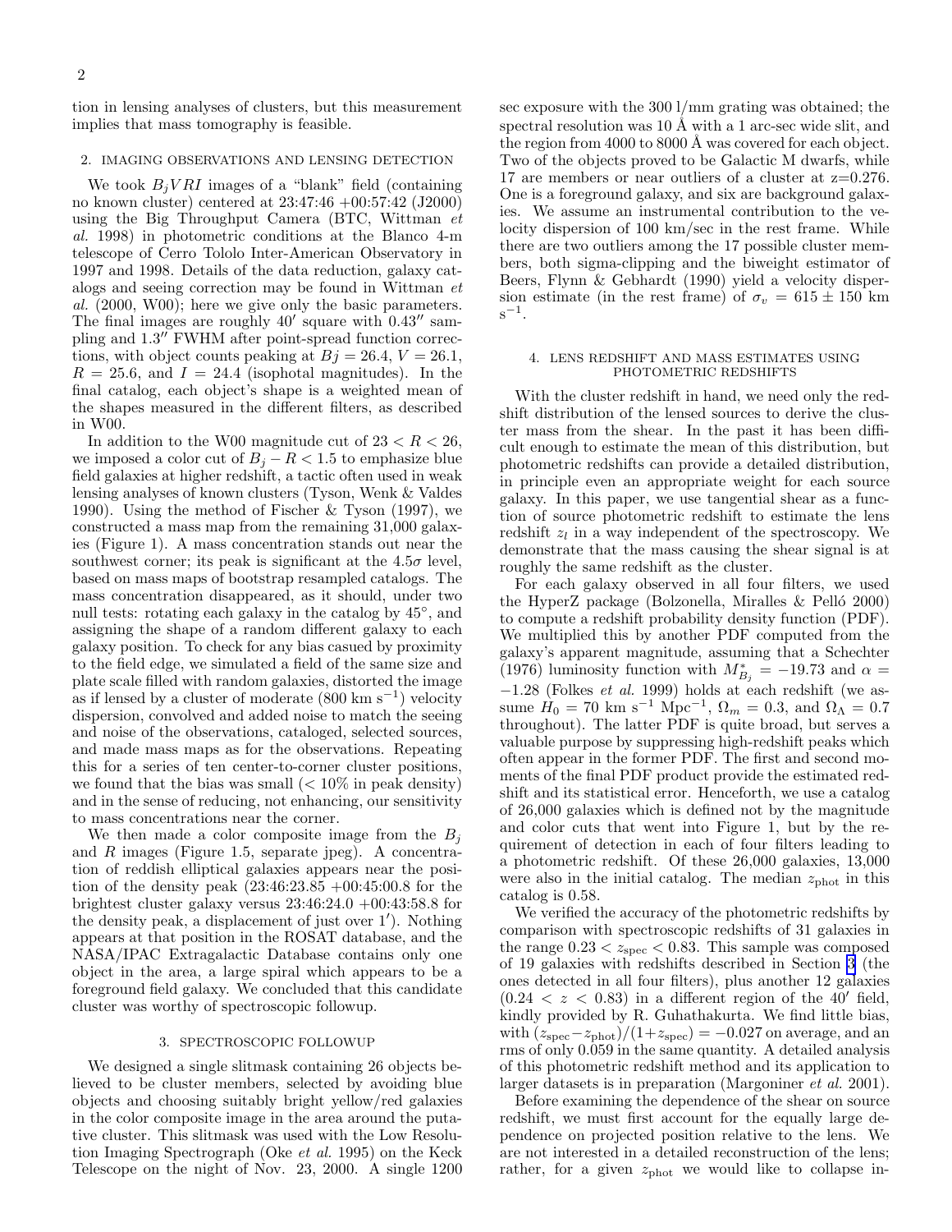tion in lensing analyses of clusters, but this measurement implies that mass tomography is feasible.

## 2. IMAGING OBSERVATIONS AND LENSING DETECTION

We took $B_jVRI$ images of a "blank" field (containing no known cluster) centered at 23:47:46 +00:57:42 (J2000) using the Big Throughput Camera (BTC, Wittman *et al.* 1998) in photometric conditions at the Blanco 4-m telescope of Cerro Tololo Inter-American Observatory in 1997 and 1998. Details of the data reduction, galaxy catalogs and seeing correction may be found in Wittman *et al.* (2000, W00); here we give only the basic parameters. The final images are roughly $40'$ square with $0.43''$ sampling and $1.3''$ FWHM after point-spread function corrections, with object counts peaking at $Bj = 26.4$, $V = 26.1$, $R = 25.6$, and $I = 24.4$ (isophotal magnitudes). In the final catalog, each object's shape is a weighted mean of the shapes measured in the different filters, as described in W00.

In addition to the W00 magnitude cut of $23 < R < 26$, we imposed a color cut of $B_j - R < 1.5$ to emphasize blue field galaxies at higher redshift, a tactic often used in weak lensing analyses of known clusters (Tyson, Wenk & Valdes 1990). Using the method of Fischer & Tyson (1997), we constructed a mass map from the remaining 31,000 galaxies (Figure 1). A mass concentration stands out near the southwest corner; its peak is significant at the $4.5\sigma$ level, based on mass maps of bootstrap resampled catalogs. The mass concentration disappeared, as it should, under two null tests: rotating each galaxy in the catalog by 45°, and assigning the shape of a random different galaxy to each galaxy position. To check for any bias casued by proximity to the field edge, we simulated a field of the same size and plate scale filled with random galaxies, distorted the image as if lensed by a cluster of moderate (800 km s$^{-1}$) velocity dispersion, convolved and added noise to match the seeing and noise of the observations, cataloged, selected sources, and made mass maps as for the observations. Repeating this for a series of ten center-to-corner cluster positions, we found that the bias was small ($< 10\%$ in peak density) and in the sense of reducing, not enhancing, our sensitivity to mass concentrations near the corner.

We then made a color composite image from the $B_j$ and $R$ images (Figure 1.5, separate jpeg). A concentration of reddish elliptical galaxies appears near the position of the density peak (23:46:23.85 +00:45:00.8 for the brightest cluster galaxy versus 23:46:24.0 +00:43:58.8 for the density peak, a displacement of just over $1'$). Nothing appears at that position in the ROSAT database, and the NASA/IPAC Extragalactic Database contains only one object in the area, a large spiral which appears to be a foreground field galaxy. We concluded that this candidate cluster was worthy of spectroscopic followup.

## 3. SPECTROSCOPIC FOLLOWUP

We designed a single slitmask containing 26 objects believed to be cluster members, selected by avoiding blue objects and choosing suitably bright yellow/red galaxies in the color composite image in the area around the putative cluster. This slitmask was used with the Low Resolution Imaging Spectrograph (Oke *et al.* 1995) on the Keck Telescope on the night of Nov. 23, 2000. A single 1200 sec exposure with the 300 l/mm grating was obtained; the spectral resolution was 10 Å with a 1 arc-sec wide slit, and the region from 4000 to 8000 Å was covered for each object. Two of the objects proved to be Galactic M dwarfs, while 17 are members or near outliers of a cluster at z=0.276. One is a foreground galaxy, and six are background galaxies. We assume an instrumental contribution to the velocity dispersion of 100 km/sec in the rest frame. While there are two outliers among the 17 possible cluster members, both sigma-clipping and the biweight estimator of Beers, Flynn & Gebhardt (1990) yield a velocity dispersion estimate (in the rest frame) of $\sigma_v = 615 \pm 150$ km s$^{-1}$.

## 4. LENS REDSHIFT AND MASS ESTIMATES USING PHOTOMETRIC REDSHIFTS

With the cluster redshift in hand, we need only the redshift distribution of the lensed sources to derive the cluster mass from the shear. In the past it has been difficult enough to estimate the mean of this distribution, but photometric redshifts can provide a detailed distribution, in principle even an appropriate weight for each source galaxy. In this paper, we use tangential shear as a function of source photometric redshift to estimate the lens redshift $z_l$ in a way independent of the spectroscopy. We demonstrate that the mass causing the shear signal is at roughly the same redshift as the cluster.

For each galaxy observed in all four filters, we used the HyperZ package (Bolzonella, Miralles & Pelló 2000) to compute a redshift probability density function (PDF). We multiplied this by another PDF computed from the galaxy's apparent magnitude, assuming that a Schechter (1976) luminosity function with $M^*_{B_j} = -19.73$ and $\alpha = -1.28$ (Folkes *et al.* 1999) holds at each redshift (we assume $H_0 = 70$ km s$^{-1}$ Mpc$^{-1}$, $\Omega_m = 0.3$, and $\Omega_\Lambda = 0.7$ throughout). The latter PDF is quite broad, but serves a valuable purpose by suppressing high-redshift peaks which often appear in the former PDF. The first and second moments of the final PDF product provide the estimated redshift and its statistical error. Henceforth, we use a catalog of 26,000 galaxies which is defined not by the magnitude and color cuts that went into Figure 1, but by the requirement of detection in each of four filters leading to a photometric redshift. Of these 26,000 galaxies, 13,000 were also in the initial catalog. The median $z_{\rm phot}$ in this catalog is 0.58.

We verified the accuracy of the photometric redshifts by comparison with spectroscopic redshifts of 31 galaxies in the range $0.23 < z_{\rm spec} < 0.83$. This sample was composed of 19 galaxies with redshifts described in Section 3 (the ones detected in all four filters), plus another 12 galaxies ($0.24 < z < 0.83$) in a different region of the $40'$ field, kindly provided by R. Guhathakurta. We find little bias, with $(z_{\rm spec} - z_{\rm phot})/(1+z_{\rm spec}) = -0.027$ on average, and an rms of only 0.059 in the same quantity. A detailed analysis of this photometric redshift method and its application to larger datasets is in preparation (Margoniner *et al.* 2001).

Before examining the dependence of the shear on source redshift, we must first account for the equally large dependence on projected position relative to the lens. We are not interested in a detailed reconstruction of the lens; rather, for a given $z_{\rm phot}$ we would like to collapse in-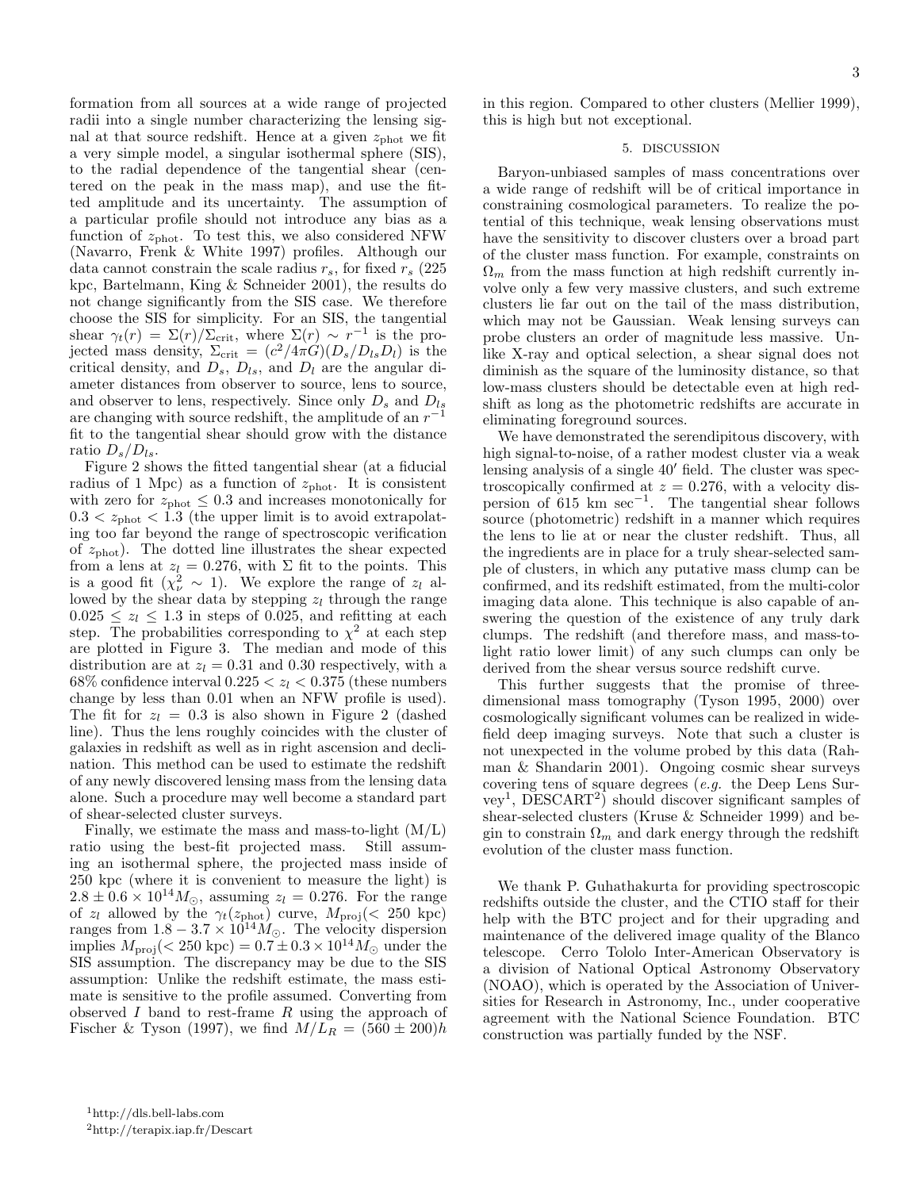formation from all sources at a wide range of projected radii into a single number characterizing the lensing signal at that source redshift. Hence at a given $z_{\rm phot}$ we fit a very simple model, a singular isothermal sphere (SIS), to the radial dependence of the tangential shear (centered on the peak in the mass map), and use the fitted amplitude and its uncertainty. The assumption of a particular profile should not introduce any bias as a function of $z_{\rm phot}$. To test this, we also considered NFW (Navarro, Frenk & White 1997) profiles. Although our data cannot constrain the scale radius $r_s$, for fixed $r_s$ (225 kpc, Bartelmann, King & Schneider 2001), the results do not change significantly from the SIS case. We therefore choose the SIS for simplicity. For an SIS, the tangential shear $\gamma_t(r) = \Sigma(r)/\Sigma_{\rm crit}$, where $\Sigma(r) \sim r^{-1}$ is the projected mass density, $\Sigma_{\rm crit} = (c^2/4\pi G)(D_s/D_{ls}D_l)$ is the critical density, and $D_s$, $D_{ls}$, and $D_l$ are the angular diameter distances from observer to source, lens to source, and observer to lens, respectively. Since only $D_s$ and $D_{ls}$ are changing with source redshift, the amplitude of an $r^{-1}$ fit to the tangential shear should grow with the distance ratio $D_s/D_{ls}$.

Figure 2 shows the fitted tangential shear (at a fiducial radius of 1 Mpc) as a function of $z_{\rm phot}$. It is consistent with zero for $z_{\rm phot} \leq 0.3$ and increases monotonically for $0.3 < z_{\rm phot} < 1.3$ (the upper limit is to avoid extrapolating too far beyond the range of spectroscopic verification of $z_{\rm phot}$). The dotted line illustrates the shear expected from a lens at $z_l = 0.276$, with $\Sigma$ fit to the points. This is a good fit ($\chi^2_\nu \sim 1$). We explore the range of $z_l$ allowed by the shear data by stepping $z_l$ through the range $0.025 \leq z_l \leq 1.3$ in steps of 0.025, and refitting at each step. The probabilities corresponding to $\chi^2$ at each step are plotted in Figure 3. The median and mode of this distribution are at $z_l = 0.31$ and 0.30 respectively, with a 68% confidence interval $0.225 < z_l < 0.375$ (these numbers change by less than 0.01 when an NFW profile is used). The fit for $z_l = 0.3$ is also shown in Figure 2 (dashed line). Thus the lens roughly coincides with the cluster of galaxies in redshift as well as in right ascension and declination. This method can be used to estimate the redshift of any newly discovered lensing mass from the lensing data alone. Such a procedure may well become a standard part of shear-selected cluster surveys.

Finally, we estimate the mass and mass-to-light (M/L) ratio using the best-fit projected mass. Still assuming an isothermal sphere, the projected mass inside of 250 kpc (where it is convenient to measure the light) is $2.8 \pm 0.6 \times 10^{14} M_\odot$, assuming $z_l = 0.276$. For the range of $z_l$ allowed by the $\gamma_t(z_{\rm phot})$ curve, $M_{\rm proj}(< 250$ kpc) ranges from $1.8 - 3.7 \times 10^{14} M_\odot$. The velocity dispersion implies $M_{\rm proj}(< 250 \text{ kpc}) = 0.7 \pm 0.3 \times 10^{14} M_\odot$ under the SIS assumption. The discrepancy may be due to the SIS assumption: Unlike the redshift estimate, the mass estimate is sensitive to the profile assumed. Converting from observed $I$ band to rest-frame $R$ using the approach of Fischer & Tyson (1997), we find $M/L_R = (560 \pm 200)h$ in this region. Compared to other clusters (Mellier 1999), this is high but not exceptional.

## 5. DISCUSSION

Baryon-unbiased samples of mass concentrations over a wide range of redshift will be of critical importance in constraining cosmological parameters. To realize the potential of this technique, weak lensing observations must have the sensitivity to discover clusters over a broad part of the cluster mass function. For example, constraints on $\Omega_m$ from the mass function at high redshift currently involve only a few very massive clusters, and such extreme clusters lie far out on the tail of the mass distribution, which may not be Gaussian. Weak lensing surveys can probe clusters an order of magnitude less massive. Unlike X-ray and optical selection, a shear signal does not diminish as the square of the luminosity distance, so that low-mass clusters should be detectable even at high redshift as long as the photometric redshifts are accurate in eliminating foreground sources.

We have demonstrated the serendipitous discovery, with high signal-to-noise, of a rather modest cluster via a weak lensing analysis of a single $40'$ field. The cluster was spectroscopically confirmed at $z = 0.276$, with a velocity dispersion of 615 km sec$^{-1}$. The tangential shear follows source (photometric) redshift in a manner which requires the lens to lie at or near the cluster redshift. Thus, all the ingredients are in place for a truly shear-selected sample of clusters, in which any putative mass clump can be confirmed, and its redshift estimated, from the multi-color imaging data alone. This technique is also capable of answering the question of the existence of any truly dark clumps. The redshift (and therefore mass, and mass-to-light ratio lower limit) of any such clumps can only be derived from the shear versus source redshift curve.

This further suggests that the promise of three-dimensional mass tomography (Tyson 1995, 2000) over cosmologically significant volumes can be realized in wide-field deep imaging surveys. Note that such a cluster is not unexpected in the volume probed by this data (Rahman & Shandarin 2001). Ongoing cosmic shear surveys covering tens of square degrees (*e.g.* the Deep Lens Survey[1], DESCART[2]) should discover significant samples of shear-selected clusters (Kruse & Schneider 1999) and begin to constrain $\Omega_m$ and dark energy through the redshift evolution of the cluster mass function.

We thank P. Guhathakurta for providing spectroscopic redshifts outside the cluster, and the CTIO staff for their help with the BTC project and for their upgrading and maintenance of the delivered image quality of the Blanco telescope. Cerro Tololo Inter-American Observatory is a division of National Optical Astronomy Observatory (NOAO), which is operated by the Association of Universities for Research in Astronomy, Inc., under cooperative agreement with the National Science Foundation. BTC construction was partially funded by the NSF.

[1] http://dls.bell-labs.com
[2] http://terapix.iap.fr/Descart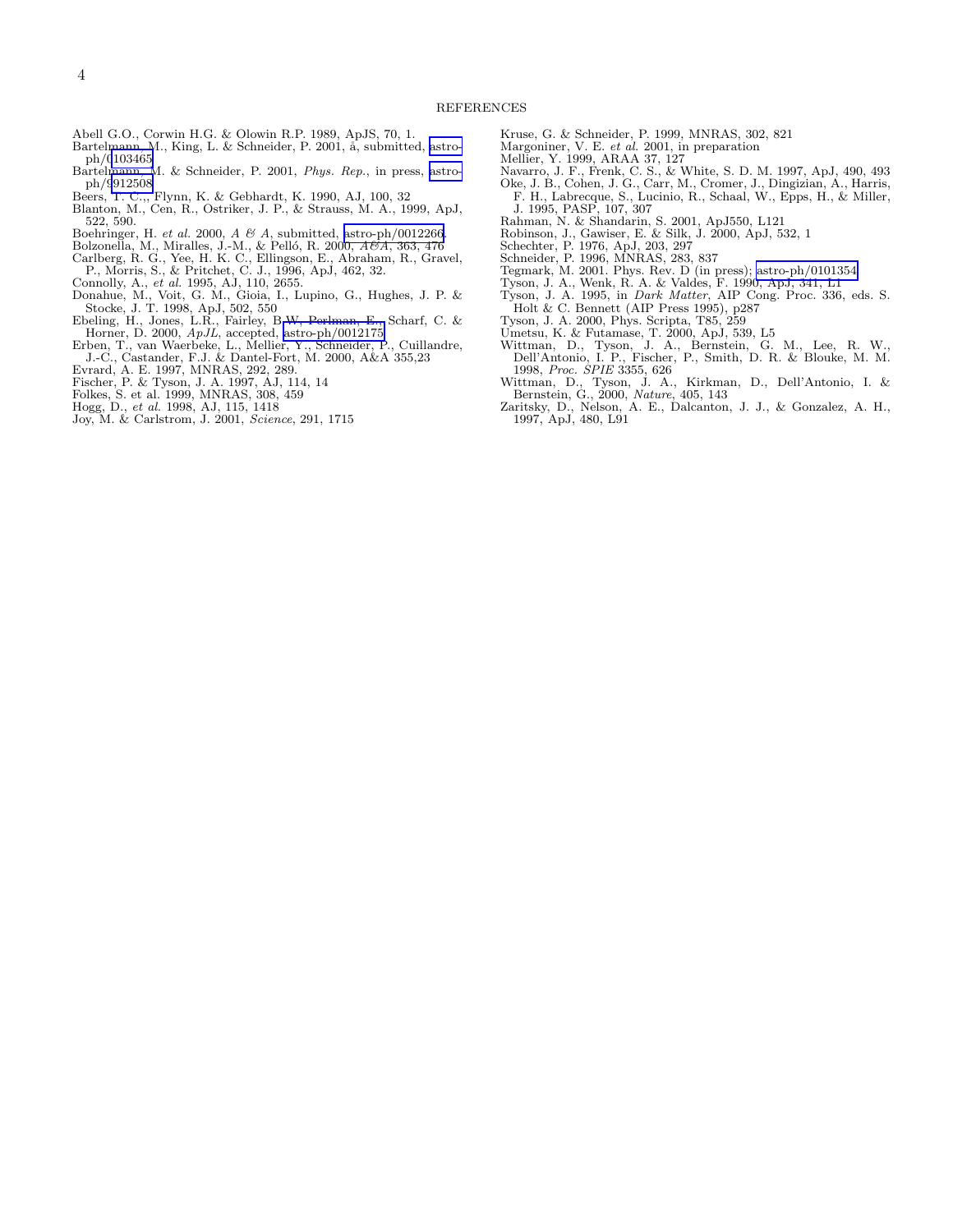## REFERENCES

Abell G.O., Corwin H.G. & Olowin R.P. 1989, ApJS, 70, 1.

Bartelmann, M., King, L. & Schneider, P. 2001, å, submitted, astro-ph/0103465

Bartelmann, M. & Schneider, P. 2001, *Phys. Rep.*, in press, astro-ph/9912508

Beers, T. C.,, Flynn, K. & Gebhardt, K. 1990, AJ, 100, 32

Blanton, M., Cen, R., Ostriker, J. P., & Strauss, M. A., 1999, ApJ, 522, 590.

Boehringer, H. *et al.* 2000, *A & A*, submitted, astro-ph/0012266.

Bolzonella, M., Miralles, J.-M., & Pelló, R. 2000, *A&A*, 363, 476

Carlberg, R. G., Yee, H. K. C., Ellingson, E., Abraham, R., Gravel, P., Morris, S., & Pritchet, C. J., 1996, ApJ, 462, 32.

Connolly, A., *et al.* 1995, AJ, 110, 2655.

Donahue, M., Voit, G. M., Gioia, I., Lupino, G., Hughes, J. P. & Stocke, J. T. 1998, ApJ, 502, 550

Ebeling, H., Jones, L.R., Fairley, B.W., Perlman, E., Scharf, C. & Horner, D. 2000, *ApJL*, accepted, astro-ph/0012175

Erben, T., van Waerbeke, L., Mellier, Y., Schneider, P., Cuillandre, J.-C., Castander, F.J. & Dantel-Fort, M. 2000, A&A 355,23

Evrard, A. E. 1997, MNRAS, 292, 289.

Fischer, P. & Tyson, J. A. 1997, AJ, 114, 14

Folkes, S. et al. 1999, MNRAS, 308, 459

Hogg, D., *et al.* 1998, AJ, 115, 1418

Joy, M. & Carlstrom, J. 2001, *Science*, 291, 1715

Kruse, G. & Schneider, P. 1999, MNRAS, 302, 821

Margoniner, V. E. *et al.* 2001, in preparation

Mellier, Y. 1999, ARAA 37, 127

Navarro, J. F., Frenk, C. S., & White, S. D. M. 1997, ApJ, 490, 493

Oke, J. B., Cohen, J. G., Carr, M., Cromer, J., Dingizian, A., Harris, F. H., Labrecque, S., Lucinio, R., Schaal, W., Epps, H., & Miller, J. 1995, PASP, 107, 307

Rahman, N. & Shandarin, S. 2001, ApJ550, L121

Robinson, J., Gawiser, E. & Silk, J. 2000, ApJ, 532, 1

Schechter, P. 1976, ApJ, 203, 297

Schneider, P. 1996, MNRAS, 283, 837

Tegmark, M. 2001. Phys. Rev. D (in press); astro-ph/0101354

Tyson, J. A., Wenk, R. A. & Valdes, F. 1990, ApJ, 341, L1

Tyson, J. A. 1995, in *Dark Matter*, AIP Cong. Proc. 336, eds. S. Holt & C. Bennett (AIP Press 1995), p287

Tyson, J. A. 2000, Phys. Scripta, T85, 259

Umetsu, K. & Futamase, T. 2000, ApJ, 539, L5

Wittman, D., Tyson, J. A., Bernstein, G. M., Lee, R. W., Dell'Antonio, I. P., Fischer, P., Smith, D. R. & Blouke, M. M. 1998, *Proc. SPIE* 3355, 626

Wittman, D., Tyson, J. A., Kirkman, D., Dell'Antonio, I. & Bernstein, G., 2000, *Nature*, 405, 143

Zaritsky, D., Nelson, A. E., Dalcanton, J. J., & Gonzalez, A. H., 1997, ApJ, 480, L91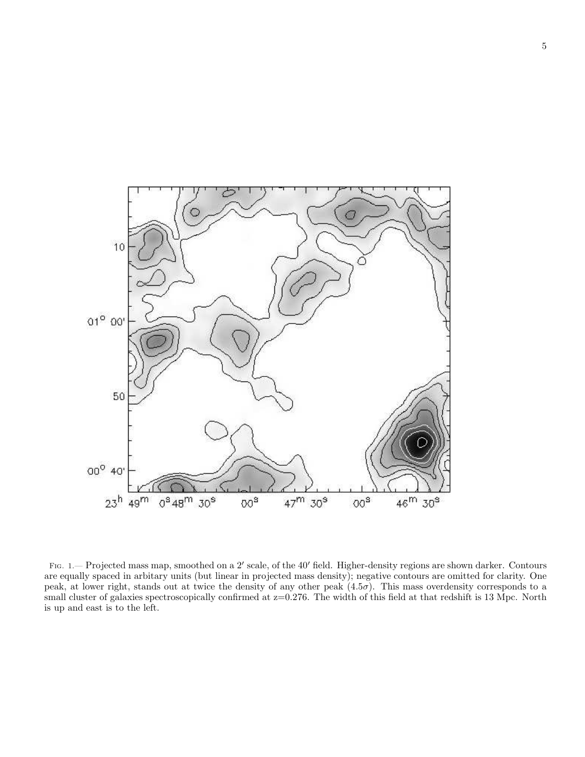Fig. 1.— Projected mass map, smoothed on a $2'$ scale, of the $40'$ field. Higher-density regions are shown darker. Contours are equally spaced in arbitary units (but linear in projected mass density); negative contours are omitted for clarity. One peak, at lower right, stands out at twice the density of any other peak ($4.5\sigma$). This mass overdensity corresponds to a small cluster of galaxies spectroscopically confirmed at z=0.276. The width of this field at that redshift is 13 Mpc. North is up and east is to the left.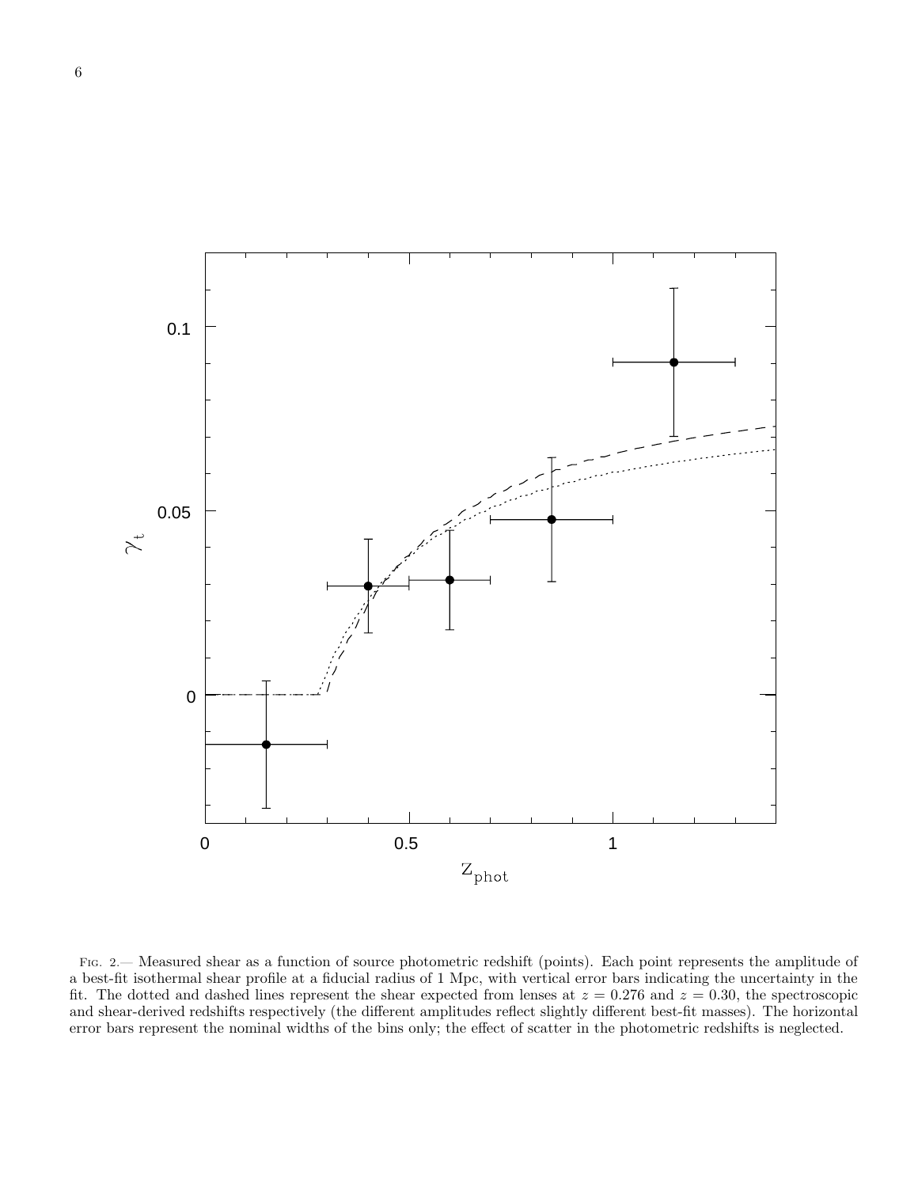Fig. 2.— Measured shear as a function of source photometric redshift (points). Each point represents the amplitude of a best-fit isothermal shear profile at a fiducial radius of 1 Mpc, with vertical error bars indicating the uncertainty in the fit. The dotted and dashed lines represent the shear expected from lenses at $z = 0.276$ and $z = 0.30$, the spectroscopic and shear-derived redshifts respectively (the different amplitudes reflect slightly different best-fit masses). The horizontal error bars represent the nominal widths of the bins only; the effect of scatter in the photometric redshifts is neglected.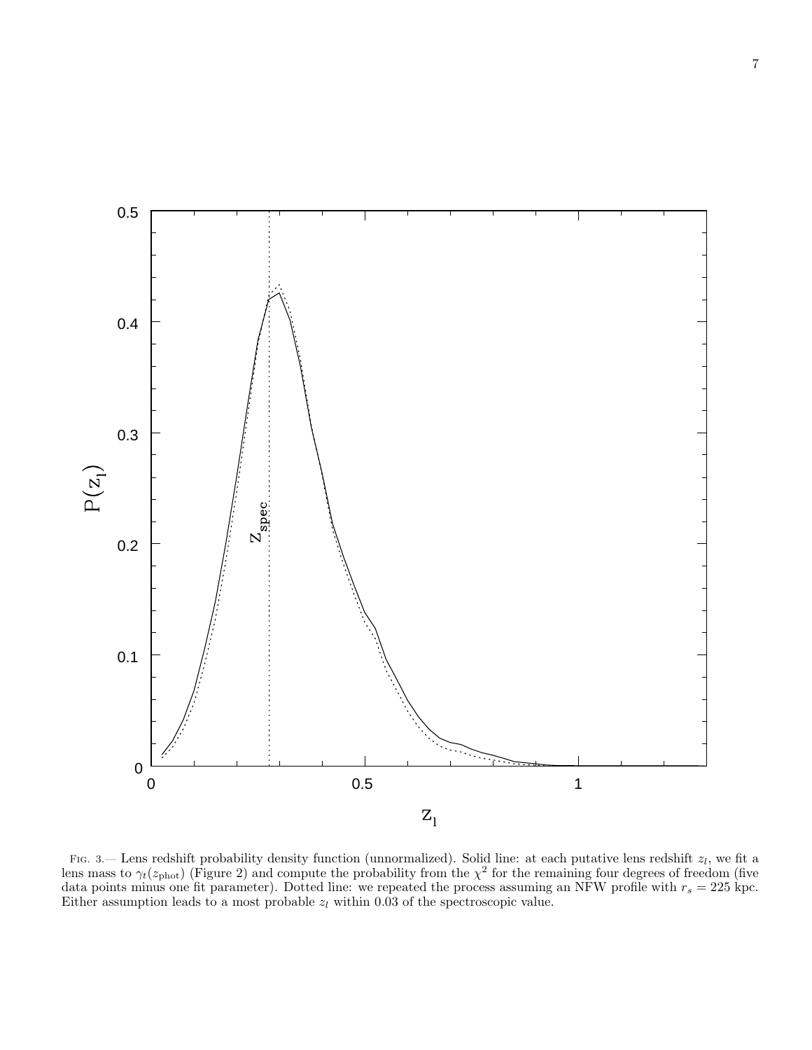FIG. 3.— Lens redshift probability density function (unnormalized). Solid line: at each putative lens redshift $z_l$, we fit a lens mass to $\gamma_t(z_{\rm phot})$ (Figure 2) and compute the probability from the $\chi^2$ for the remaining four degrees of freedom (five data points minus one fit parameter). Dotted line: we repeated the process assuming an NFW profile with $r_s = 225$ kpc. Either assumption leads to a most probable $z_l$ within 0.03 of the spectroscopic value.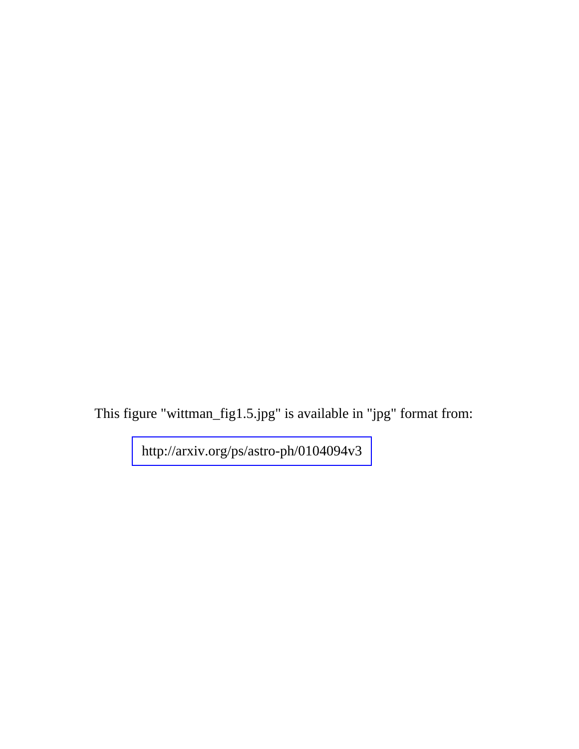This figure "wittman_fig1.5.jpg" is available in "jpg" format from:

http://arxiv.org/ps/astro-ph/0104094v3